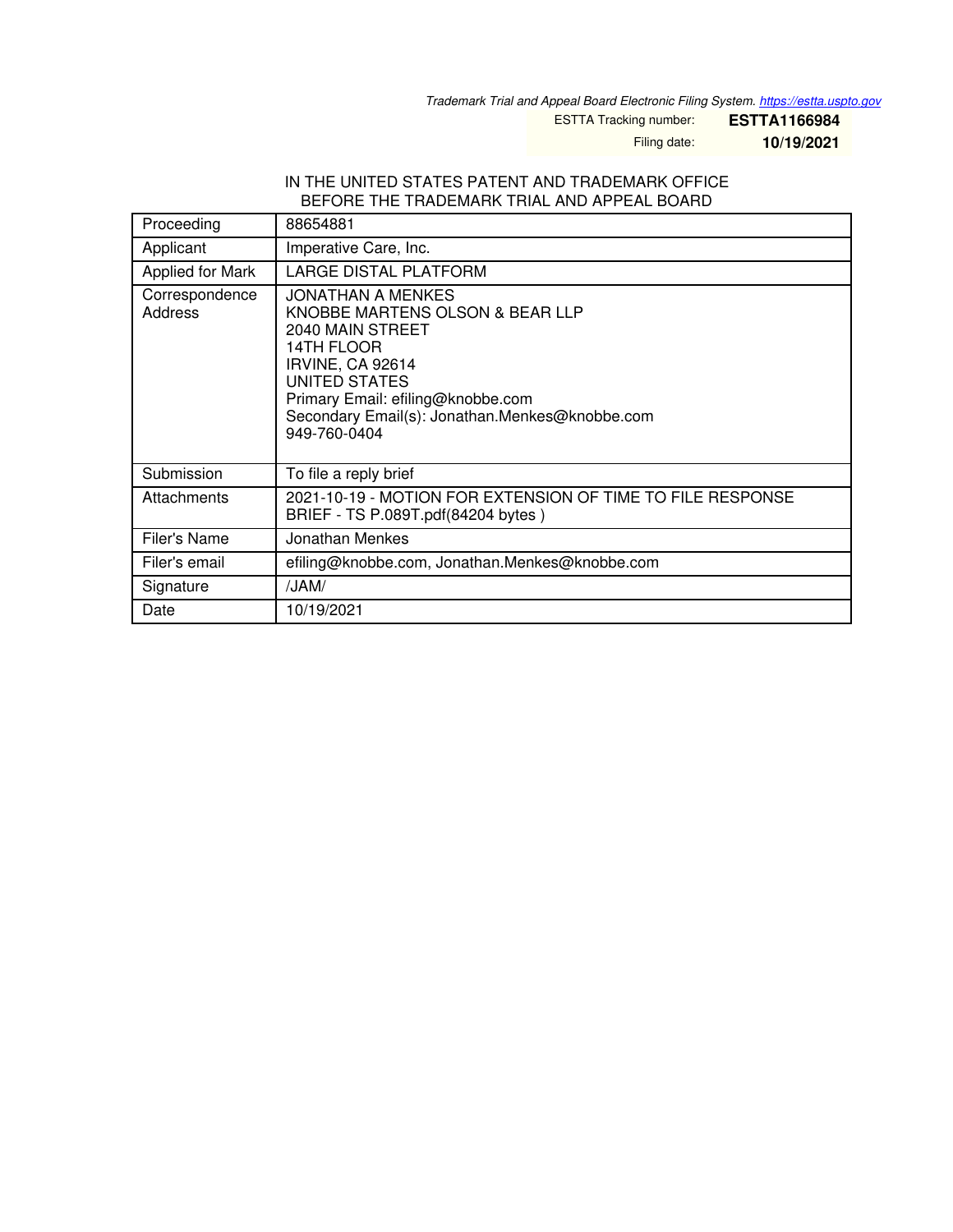*Trademark Trial and Appeal Board Electronic Filing System. https://estta.uspto.gov*

ESTTA Tracking number: **ESTTA1166984**

Filing date: **10/19/2021**

IN THE UNITED STATES PATENT AND TRADEMARK OFFICE
BEFORE THE TRADEMARK TRIAL AND APPEAL BOARD

| | |
|---|---|
| Proceeding | 88654881 |
| Applicant | Imperative Care, Inc. |
| Applied for Mark | LARGE DISTAL PLATFORM |
| Correspondence Address | JONATHAN A MENKES<br>KNOBBE MARTENS OLSON & BEAR LLP<br>2040 MAIN STREET<br>14TH FLOOR<br>IRVINE, CA 92614<br>UNITED STATES<br>Primary Email: efiling@knobbe.com<br>Secondary Email(s): Jonathan.Menkes@knobbe.com<br>949-760-0404 |
| Submission | To file a reply brief |
| Attachments | 2021-10-19 - MOTION FOR EXTENSION OF TIME TO FILE RESPONSE BRIEF - TS P.089T.pdf(84204 bytes ) |
| Filer's Name | Jonathan Menkes |
| Filer's email | efiling@knobbe.com, Jonathan.Menkes@knobbe.com |
| Signature | /JAM/ |
| Date | 10/19/2021 |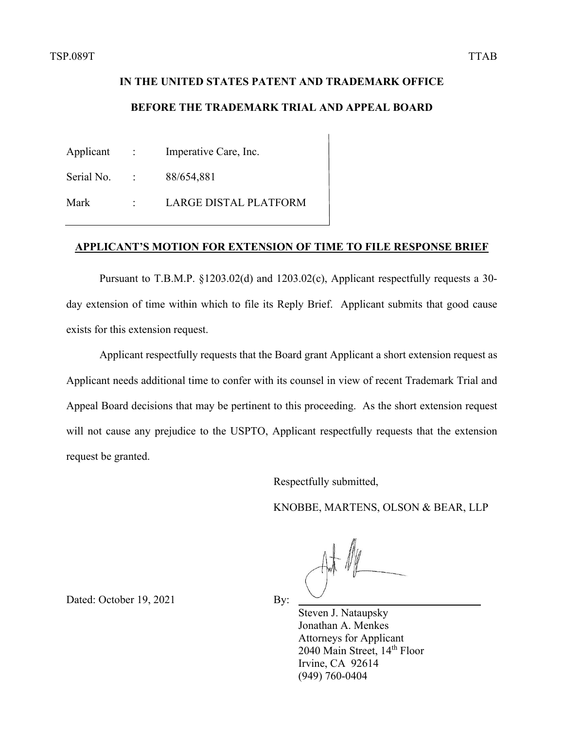TSP.089T TTAB

**IN THE UNITED STATES PATENT AND TRADEMARK OFFICE**

**BEFORE THE TRADEMARK TRIAL AND APPEAL BOARD**

| | | |
|---|---|---|
| Applicant | : | Imperative Care, Inc. |
| Serial No. | : | 88/654,881 |
| Mark | : | LARGE DISTAL PLATFORM |

**APPLICANT'S MOTION FOR EXTENSION OF TIME TO FILE RESPONSE BRIEF**

Pursuant to T.B.M.P. §1203.02(d) and 1203.02(c), Applicant respectfully requests a 30-day extension of time within which to file its Reply Brief. Applicant submits that good cause exists for this extension request.

Applicant respectfully requests that the Board grant Applicant a short extension request as Applicant needs additional time to confer with its counsel in view of recent Trademark Trial and Appeal Board decisions that may be pertinent to this proceeding. As the short extension request will not cause any prejudice to the USPTO, Applicant respectfully requests that the extension request be granted.

Respectfully submitted,

KNOBBE, MARTENS, OLSON & BEAR, LLP

Dated: October 19, 2021

By: ______________________

Steven J. Nataupsky
Jonathan A. Menkes
Attorneys for Applicant
2040 Main Street, 14th Floor
Irvine, CA 92614
(949) 760-0404